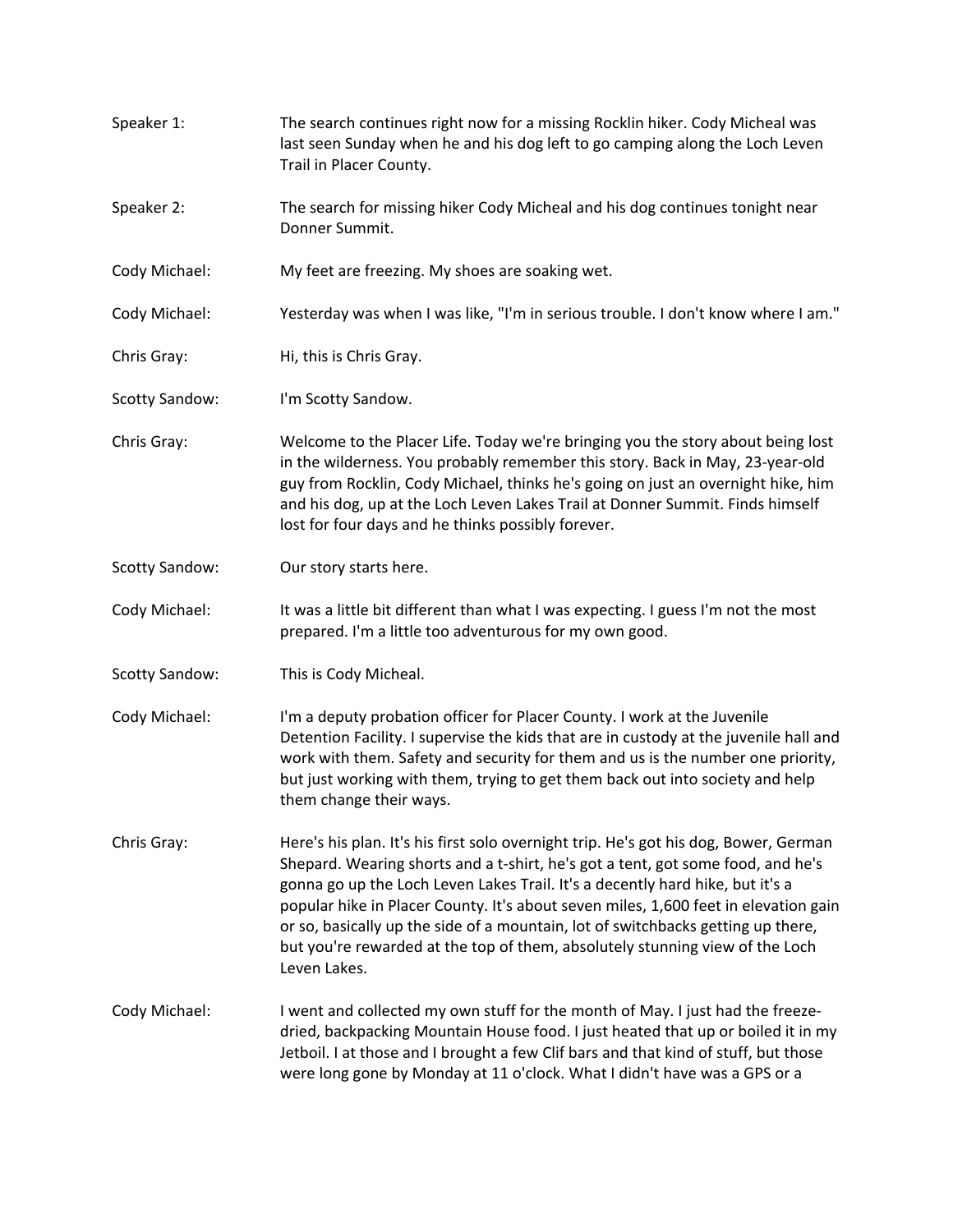Speaker 1: The search continues right now for a missing Rocklin hiker. Cody Micheal was last seen Sunday when he and his dog left to go camping along the Loch Leven Trail in Placer County.

Speaker 2: The search for missing hiker Cody Micheal and his dog continues tonight near Donner Summit.

Cody Michael: My feet are freezing. My shoes are soaking wet.

Cody Michael: Yesterday was when I was like, "I'm in serious trouble. I don't know where I am."

Chris Gray: Hi, this is Chris Gray.

Scotty Sandow: I'm Scotty Sandow.

Chris Gray: Welcome to the Placer Life. Today we're bringing you the story about being lost in the wilderness. You probably remember this story. Back in May, 23-year-old guy from Rocklin, Cody Michael, thinks he's going on just an overnight hike, him and his dog, up at the Loch Leven Lakes Trail at Donner Summit. Finds himself lost for four days and he thinks possibly forever.

Scotty Sandow: Our story starts here.

Cody Michael: It was a little bit different than what I was expecting. I guess I'm not the most prepared. I'm a little too adventurous for my own good.

Scotty Sandow: This is Cody Micheal.

Cody Michael: I'm a deputy probation officer for Placer County. I work at the Juvenile Detention Facility. I supervise the kids that are in custody at the juvenile hall and work with them. Safety and security for them and us is the number one priority, but just working with them, trying to get them back out into society and help them change their ways.

Chris Gray: Here's his plan. It's his first solo overnight trip. He's got his dog, Bower, German Shepard. Wearing shorts and a t-shirt, he's got a tent, got some food, and he's gonna go up the Loch Leven Lakes Trail. It's a decently hard hike, but it's a popular hike in Placer County. It's about seven miles, 1,600 feet in elevation gain or so, basically up the side of a mountain, lot of switchbacks getting up there, but you're rewarded at the top of them, absolutely stunning view of the Loch Leven Lakes.

Cody Michael: I went and collected my own stuff for the month of May. I just had the freeze-dried, backpacking Mountain House food. I just heated that up or boiled it in my Jetboil. I at those and I brought a few Clif bars and that kind of stuff, but those were long gone by Monday at 11 o'clock. What I didn't have was a GPS or a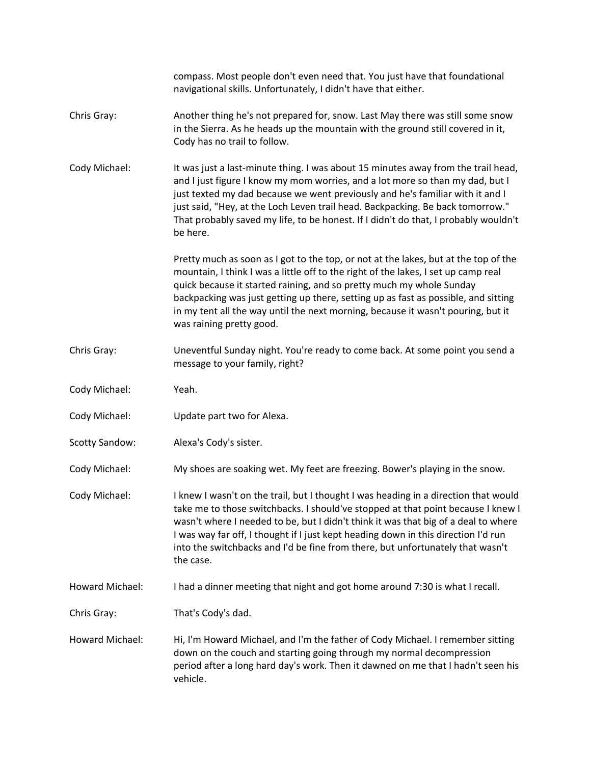compass. Most people don't even need that. You just have that foundational navigational skills. Unfortunately, I didn't have that either.

**Chris Gray:** Another thing he's not prepared for, snow. Last May there was still some snow in the Sierra. As he heads up the mountain with the ground still covered in it, Cody has no trail to follow.

**Cody Michael:** It was just a last-minute thing. I was about 15 minutes away from the trail head, and I just figure I know my mom worries, and a lot more so than my dad, but I just texted my dad because we went previously and he's familiar with it and I just said, "Hey, at the Loch Leven trail head. Backpacking. Be back tomorrow." That probably saved my life, to be honest. If I didn't do that, I probably wouldn't be here.

Pretty much as soon as I got to the top, or not at the lakes, but at the top of the mountain, I think I was a little off to the right of the lakes, I set up camp real quick because it started raining, and so pretty much my whole Sunday backpacking was just getting up there, setting up as fast as possible, and sitting in my tent all the way until the next morning, because it wasn't pouring, but it was raining pretty good.

**Chris Gray:** Uneventful Sunday night. You're ready to come back. At some point you send a message to your family, right?

**Cody Michael:** Yeah.

**Cody Michael:** Update part two for Alexa.

**Scotty Sandow:** Alexa's Cody's sister.

**Cody Michael:** My shoes are soaking wet. My feet are freezing. Bower's playing in the snow.

**Cody Michael:** I knew I wasn't on the trail, but I thought I was heading in a direction that would take me to those switchbacks. I should've stopped at that point because I knew I wasn't where I needed to be, but I didn't think it was that big of a deal to where I was way far off, I thought if I just kept heading down in this direction I'd run into the switchbacks and I'd be fine from there, but unfortunately that wasn't the case.

**Howard Michael:** I had a dinner meeting that night and got home around 7:30 is what I recall.

**Chris Gray:** That's Cody's dad.

**Howard Michael:** Hi, I'm Howard Michael, and I'm the father of Cody Michael. I remember sitting down on the couch and starting going through my normal decompression period after a long hard day's work. Then it dawned on me that I hadn't seen his vehicle.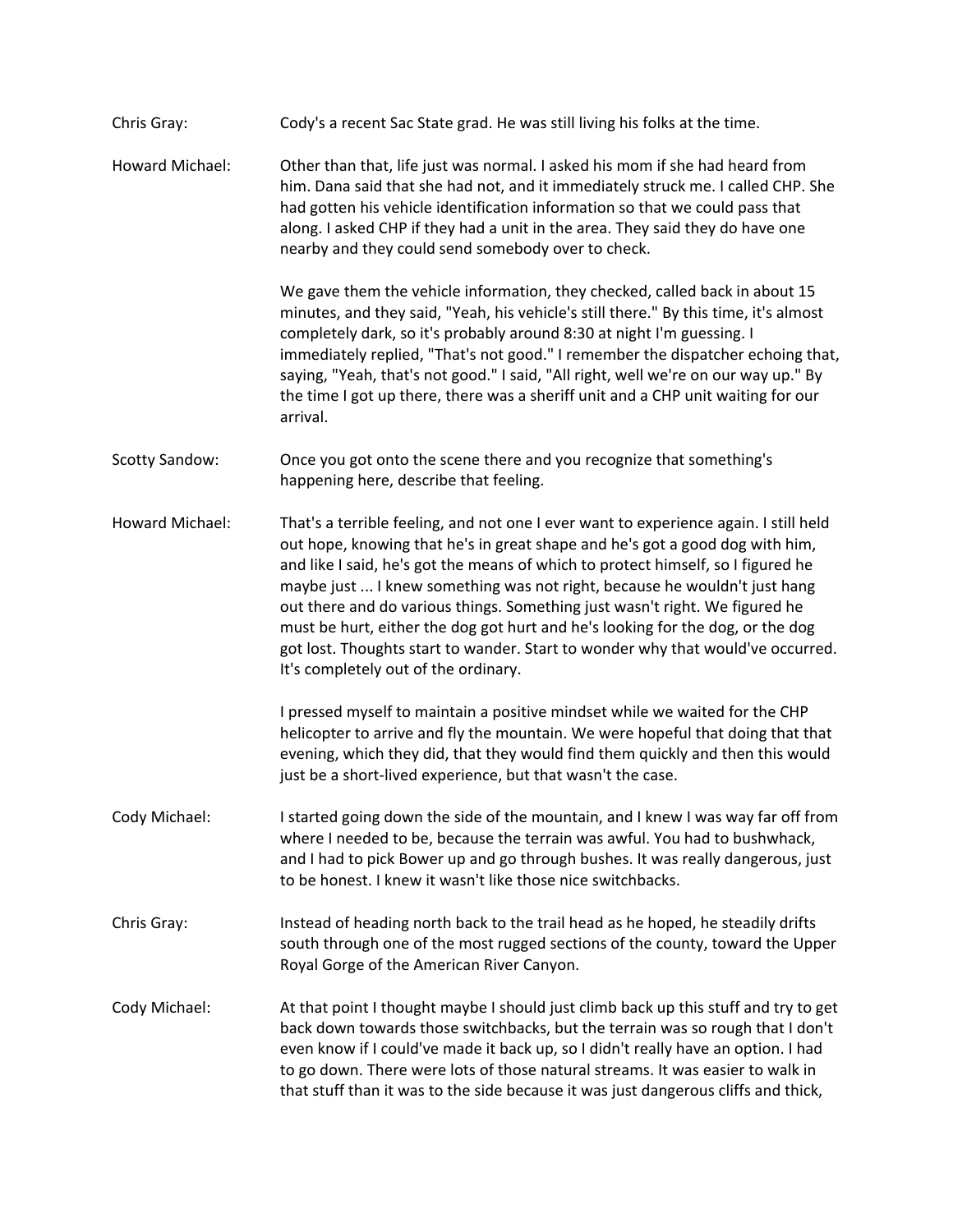**Chris Gray:** Cody's a recent Sac State grad. He was still living his folks at the time.

**Howard Michael:** Other than that, life just was normal. I asked his mom if she had heard from him. Dana said that she had not, and it immediately struck me. I called CHP. She had gotten his vehicle identification information so that we could pass that along. I asked CHP if they had a unit in the area. They said they do have one nearby and they could send somebody over to check.

We gave them the vehicle information, they checked, called back in about 15 minutes, and they said, "Yeah, his vehicle's still there." By this time, it's almost completely dark, so it's probably around 8:30 at night I'm guessing. I immediately replied, "That's not good." I remember the dispatcher echoing that, saying, "Yeah, that's not good." I said, "All right, well we're on our way up." By the time I got up there, there was a sheriff unit and a CHP unit waiting for our arrival.

**Scotty Sandow:** Once you got onto the scene there and you recognize that something's happening here, describe that feeling.

**Howard Michael:** That's a terrible feeling, and not one I ever want to experience again. I still held out hope, knowing that he's in great shape and he's got a good dog with him, and like I said, he's got the means of which to protect himself, so I figured he maybe just ... I knew something was not right, because he wouldn't just hang out there and do various things. Something just wasn't right. We figured he must be hurt, either the dog got hurt and he's looking for the dog, or the dog got lost. Thoughts start to wander. Start to wonder why that would've occurred. It's completely out of the ordinary.

I pressed myself to maintain a positive mindset while we waited for the CHP helicopter to arrive and fly the mountain. We were hopeful that doing that that evening, which they did, that they would find them quickly and then this would just be a short-lived experience, but that wasn't the case.

**Cody Michael:** I started going down the side of the mountain, and I knew I was way far off from where I needed to be, because the terrain was awful. You had to bushwhack, and I had to pick Bower up and go through bushes. It was really dangerous, just to be honest. I knew it wasn't like those nice switchbacks.

**Chris Gray:** Instead of heading north back to the trail head as he hoped, he steadily drifts south through one of the most rugged sections of the county, toward the Upper Royal Gorge of the American River Canyon.

**Cody Michael:** At that point I thought maybe I should just climb back up this stuff and try to get back down towards those switchbacks, but the terrain was so rough that I don't even know if I could've made it back up, so I didn't really have an option. I had to go down. There were lots of those natural streams. It was easier to walk in that stuff than it was to the side because it was just dangerous cliffs and thick,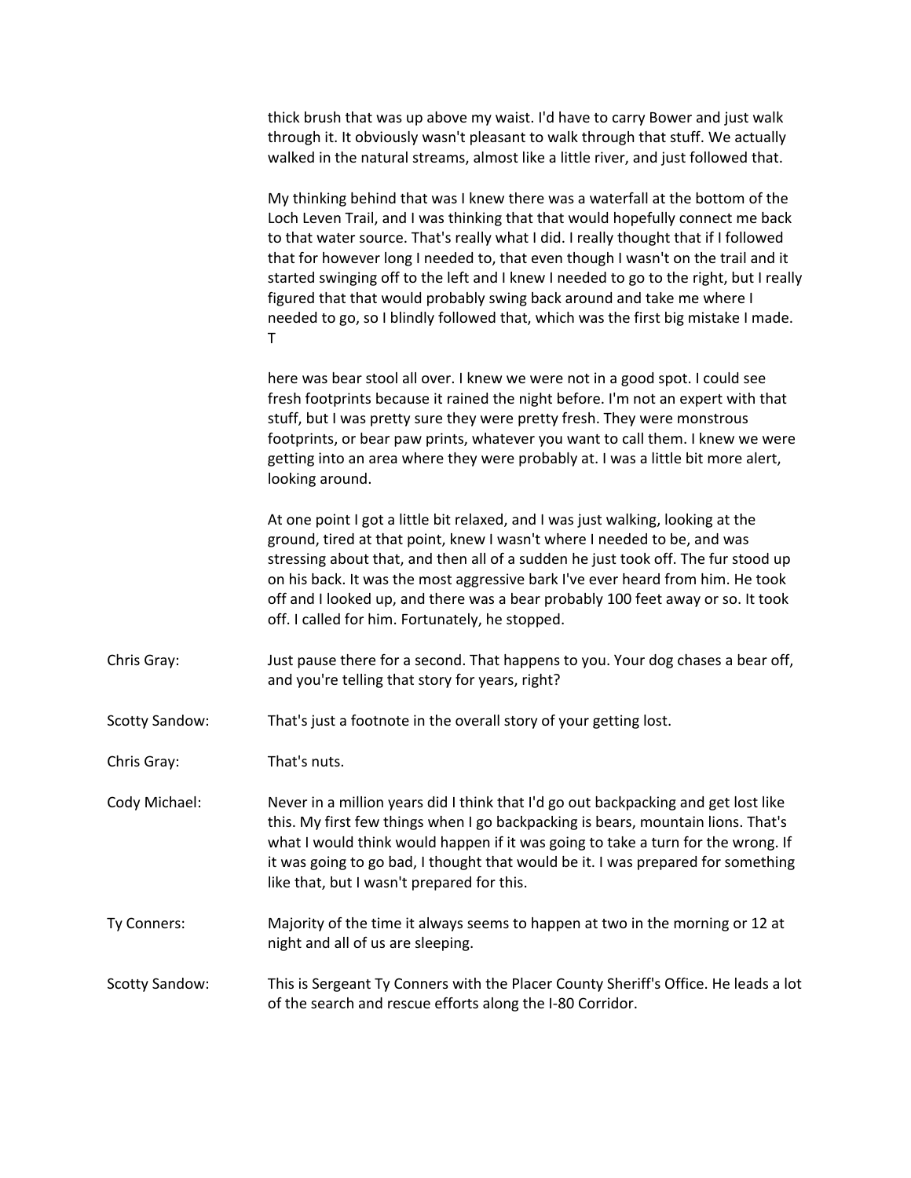thick brush that was up above my waist. I'd have to carry Bower and just walk through it. It obviously wasn't pleasant to walk through that stuff. We actually walked in the natural streams, almost like a little river, and just followed that.

My thinking behind that was I knew there was a waterfall at the bottom of the Loch Leven Trail, and I was thinking that that would hopefully connect me back to that water source. That's really what I did. I really thought that if I followed that for however long I needed to, that even though I wasn't on the trail and it started swinging off to the left and I knew I needed to go to the right, but I really figured that that would probably swing back around and take me where I needed to go, so I blindly followed that, which was the first big mistake I made. T

here was bear stool all over. I knew we were not in a good spot. I could see fresh footprints because it rained the night before. I'm not an expert with that stuff, but I was pretty sure they were pretty fresh. They were monstrous footprints, or bear paw prints, whatever you want to call them. I knew we were getting into an area where they were probably at. I was a little bit more alert, looking around.

At one point I got a little bit relaxed, and I was just walking, looking at the ground, tired at that point, knew I wasn't where I needed to be, and was stressing about that, and then all of a sudden he just took off. The fur stood up on his back. It was the most aggressive bark I've ever heard from him. He took off and I looked up, and there was a bear probably 100 feet away or so. It took off. I called for him. Fortunately, he stopped.

**Chris Gray:** Just pause there for a second. That happens to you. Your dog chases a bear off, and you're telling that story for years, right?

**Scotty Sandow:** That's just a footnote in the overall story of your getting lost.

**Chris Gray:** That's nuts.

**Cody Michael:** Never in a million years did I think that I'd go out backpacking and get lost like this. My first few things when I go backpacking is bears, mountain lions. That's what I would think would happen if it was going to take a turn for the wrong. If it was going to go bad, I thought that would be it. I was prepared for something like that, but I wasn't prepared for this.

**Ty Conners:** Majority of the time it always seems to happen at two in the morning or 12 at night and all of us are sleeping.

**Scotty Sandow:** This is Sergeant Ty Conners with the Placer County Sheriff's Office. He leads a lot of the search and rescue efforts along the I-80 Corridor.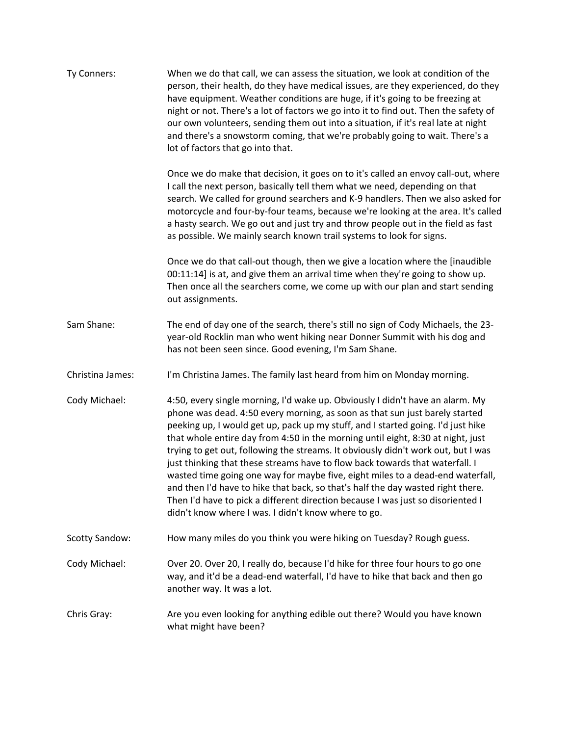Ty Conners: When we do that call, we can assess the situation, we look at condition of the person, their health, do they have medical issues, are they experienced, do they have equipment. Weather conditions are huge, if it's going to be freezing at night or not. There's a lot of factors we go into it to find out. Then the safety of our own volunteers, sending them out into a situation, if it's real late at night and there's a snowstorm coming, that we're probably going to wait. There's a lot of factors that go into that.

Once we do make that decision, it goes on to it's called an envoy call-out, where I call the next person, basically tell them what we need, depending on that search. We called for ground searchers and K-9 handlers. Then we also asked for motorcycle and four-by-four teams, because we're looking at the area. It's called a hasty search. We go out and just try and throw people out in the field as fast as possible. We mainly search known trail systems to look for signs.

Once we do that call-out though, then we give a location where the [inaudible 00:11:14] is at, and give them an arrival time when they're going to show up. Then once all the searchers come, we come up with our plan and start sending out assignments.

Sam Shane: The end of day one of the search, there's still no sign of Cody Michaels, the 23-year-old Rocklin man who went hiking near Donner Summit with his dog and has not been seen since. Good evening, I'm Sam Shane.

Christina James: I'm Christina James. The family last heard from him on Monday morning.

Cody Michael: 4:50, every single morning, I'd wake up. Obviously I didn't have an alarm. My phone was dead. 4:50 every morning, as soon as that sun just barely started peeking up, I would get up, pack up my stuff, and I started going. I'd just hike that whole entire day from 4:50 in the morning until eight, 8:30 at night, just trying to get out, following the streams. It obviously didn't work out, but I was just thinking that these streams have to flow back towards that waterfall. I wasted time going one way for maybe five, eight miles to a dead-end waterfall, and then I'd have to hike that back, so that's half the day wasted right there. Then I'd have to pick a different direction because I was just so disoriented I didn't know where I was. I didn't know where to go.

Scotty Sandow: How many miles do you think you were hiking on Tuesday? Rough guess.

Cody Michael: Over 20. Over 20, I really do, because I'd hike for three four hours to go one way, and it'd be a dead-end waterfall, I'd have to hike that back and then go another way. It was a lot.

Chris Gray: Are you even looking for anything edible out there? Would you have known what might have been?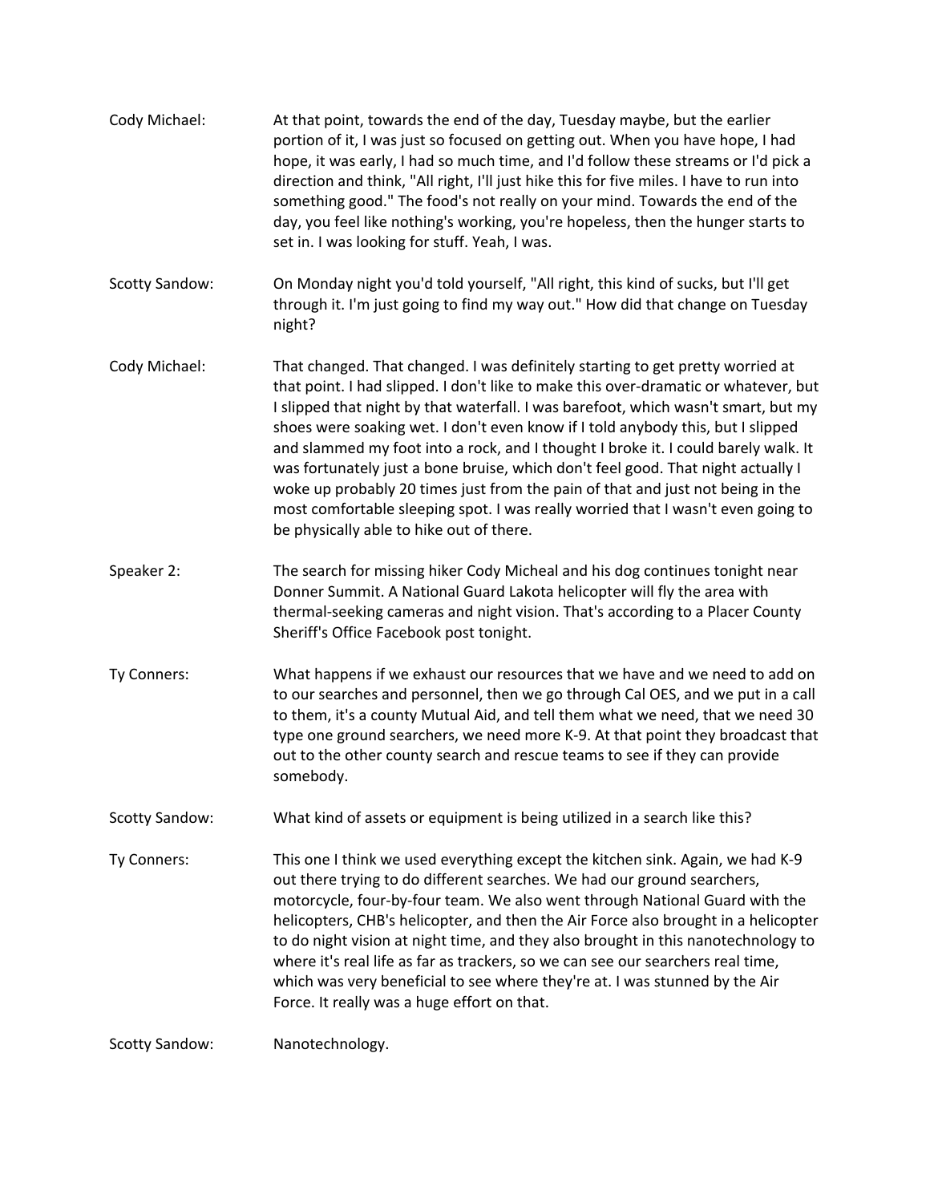Cody Michael: At that point, towards the end of the day, Tuesday maybe, but the earlier portion of it, I was just so focused on getting out. When you have hope, I had hope, it was early, I had so much time, and I'd follow these streams or I'd pick a direction and think, "All right, I'll just hike this for five miles. I have to run into something good." The food's not really on your mind. Towards the end of the day, you feel like nothing's working, you're hopeless, then the hunger starts to set in. I was looking for stuff. Yeah, I was.

Scotty Sandow: On Monday night you'd told yourself, "All right, this kind of sucks, but I'll get through it. I'm just going to find my way out." How did that change on Tuesday night?

Cody Michael: That changed. That changed. I was definitely starting to get pretty worried at that point. I had slipped. I don't like to make this over-dramatic or whatever, but I slipped that night by that waterfall. I was barefoot, which wasn't smart, but my shoes were soaking wet. I don't even know if I told anybody this, but I slipped and slammed my foot into a rock, and I thought I broke it. I could barely walk. It was fortunately just a bone bruise, which don't feel good. That night actually I woke up probably 20 times just from the pain of that and just not being in the most comfortable sleeping spot. I was really worried that I wasn't even going to be physically able to hike out of there.

Speaker 2: The search for missing hiker Cody Micheal and his dog continues tonight near Donner Summit. A National Guard Lakota helicopter will fly the area with thermal-seeking cameras and night vision. That's according to a Placer County Sheriff's Office Facebook post tonight.

Ty Conners: What happens if we exhaust our resources that we have and we need to add on to our searches and personnel, then we go through Cal OES, and we put in a call to them, it's a county Mutual Aid, and tell them what we need, that we need 30 type one ground searchers, we need more K-9. At that point they broadcast that out to the other county search and rescue teams to see if they can provide somebody.

Scotty Sandow: What kind of assets or equipment is being utilized in a search like this?

Ty Conners: This one I think we used everything except the kitchen sink. Again, we had K-9 out there trying to do different searches. We had our ground searchers, motorcycle, four-by-four team. We also went through National Guard with the helicopters, CHB's helicopter, and then the Air Force also brought in a helicopter to do night vision at night time, and they also brought in this nanotechnology to where it's real life as far as trackers, so we can see our searchers real time, which was very beneficial to see where they're at. I was stunned by the Air Force. It really was a huge effort on that.

Scotty Sandow: Nanotechnology.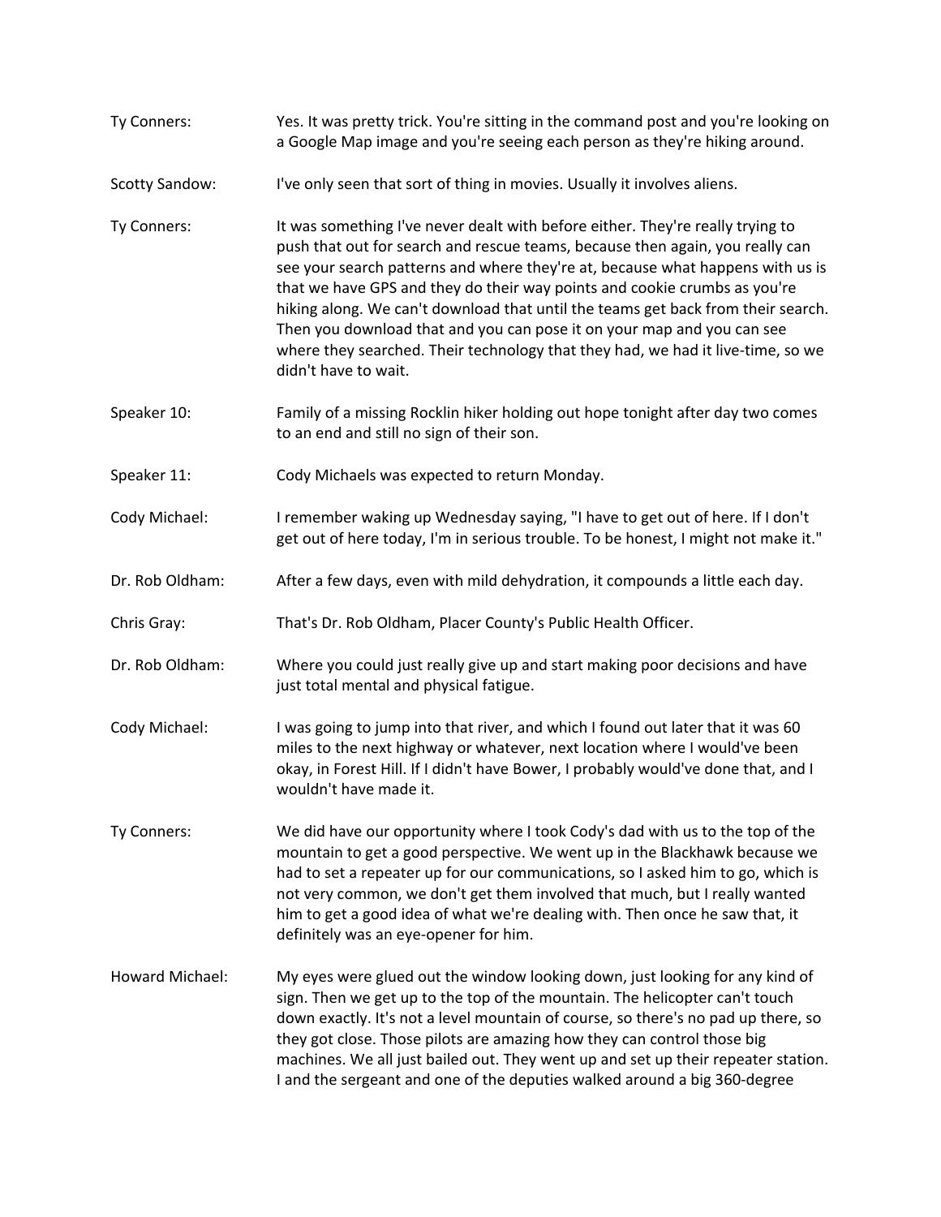Ty Conners: Yes. It was pretty trick. You're sitting in the command post and you're looking on a Google Map image and you're seeing each person as they're hiking around.

Scotty Sandow: I've only seen that sort of thing in movies. Usually it involves aliens.

Ty Conners: It was something I've never dealt with before either. They're really trying to push that out for search and rescue teams, because then again, you really can see your search patterns and where they're at, because what happens with us is that we have GPS and they do their way points and cookie crumbs as you're hiking along. We can't download that until the teams get back from their search. Then you download that and you can pose it on your map and you can see where they searched. Their technology that they had, we had it live-time, so we didn't have to wait.

Speaker 10: Family of a missing Rocklin hiker holding out hope tonight after day two comes to an end and still no sign of their son.

Speaker 11: Cody Michaels was expected to return Monday.

Cody Michael: I remember waking up Wednesday saying, "I have to get out of here. If I don't get out of here today, I'm in serious trouble. To be honest, I might not make it."

Dr. Rob Oldham: After a few days, even with mild dehydration, it compounds a little each day.

Chris Gray: That's Dr. Rob Oldham, Placer County's Public Health Officer.

Dr. Rob Oldham: Where you could just really give up and start making poor decisions and have just total mental and physical fatigue.

Cody Michael: I was going to jump into that river, and which I found out later that it was 60 miles to the next highway or whatever, next location where I would've been okay, in Forest Hill. If I didn't have Bower, I probably would've done that, and I wouldn't have made it.

Ty Conners: We did have our opportunity where I took Cody's dad with us to the top of the mountain to get a good perspective. We went up in the Blackhawk because we had to set a repeater up for our communications, so I asked him to go, which is not very common, we don't get them involved that much, but I really wanted him to get a good idea of what we're dealing with. Then once he saw that, it definitely was an eye-opener for him.

Howard Michael: My eyes were glued out the window looking down, just looking for any kind of sign. Then we get up to the top of the mountain. The helicopter can't touch down exactly. It's not a level mountain of course, so there's no pad up there, so they got close. Those pilots are amazing how they can control those big machines. We all just bailed out. They went up and set up their repeater station. I and the sergeant and one of the deputies walked around a big 360-degree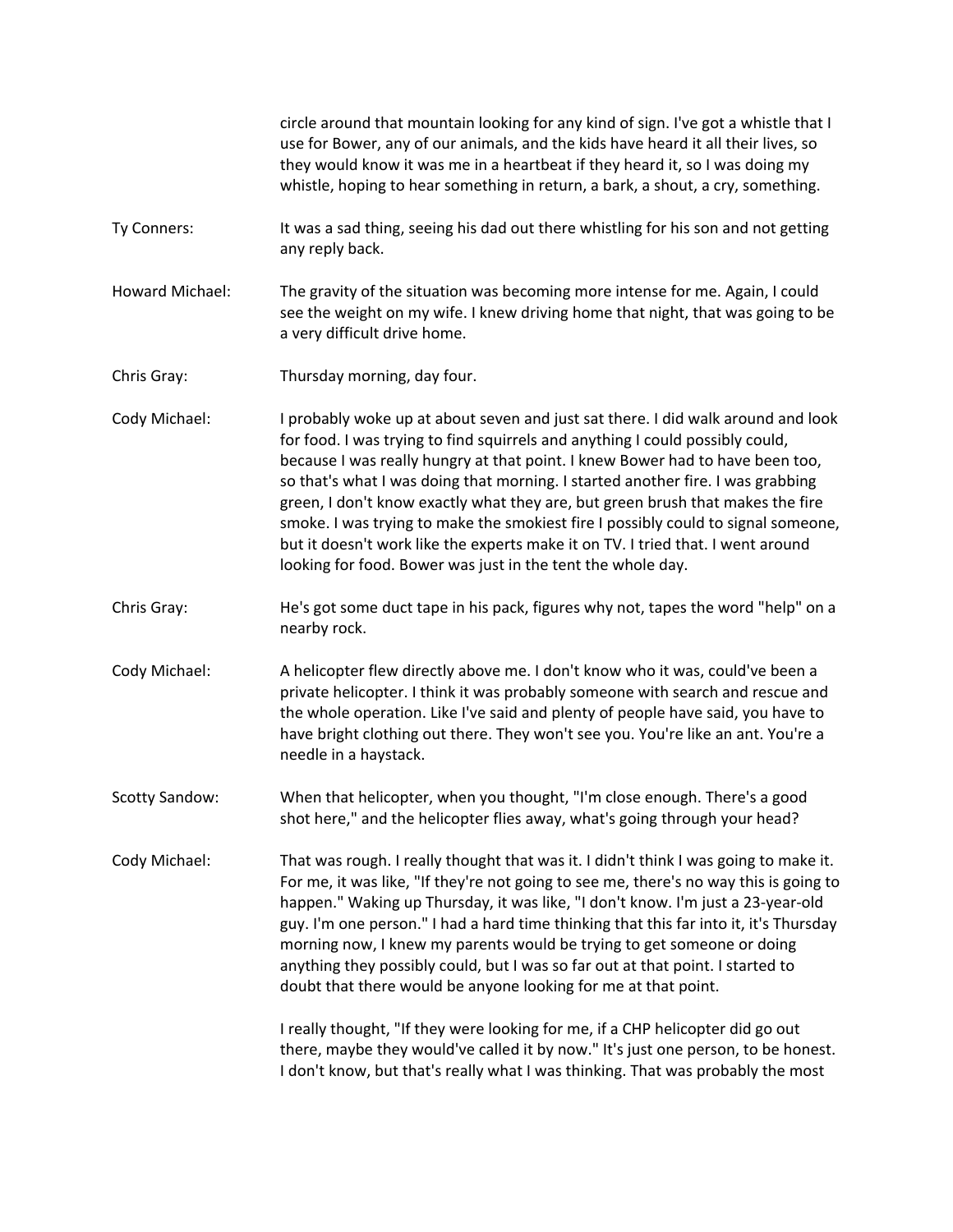circle around that mountain looking for any kind of sign. I've got a whistle that I use for Bower, any of our animals, and the kids have heard it all their lives, so they would know it was me in a heartbeat if they heard it, so I was doing my whistle, hoping to hear something in return, a bark, a shout, a cry, something.

Ty Conners: It was a sad thing, seeing his dad out there whistling for his son and not getting any reply back.

Howard Michael: The gravity of the situation was becoming more intense for me. Again, I could see the weight on my wife. I knew driving home that night, that was going to be a very difficult drive home.

Chris Gray: Thursday morning, day four.

Cody Michael: I probably woke up at about seven and just sat there. I did walk around and look for food. I was trying to find squirrels and anything I could possibly could, because I was really hungry at that point. I knew Bower had to have been too, so that's what I was doing that morning. I started another fire. I was grabbing green, I don't know exactly what they are, but green brush that makes the fire smoke. I was trying to make the smokiest fire I possibly could to signal someone, but it doesn't work like the experts make it on TV. I tried that. I went around looking for food. Bower was just in the tent the whole day.

Chris Gray: He's got some duct tape in his pack, figures why not, tapes the word "help" on a nearby rock.

Cody Michael: A helicopter flew directly above me. I don't know who it was, could've been a private helicopter. I think it was probably someone with search and rescue and the whole operation. Like I've said and plenty of people have said, you have to have bright clothing out there. They won't see you. You're like an ant. You're a needle in a haystack.

Scotty Sandow: When that helicopter, when you thought, "I'm close enough. There's a good shot here," and the helicopter flies away, what's going through your head?

Cody Michael: That was rough. I really thought that was it. I didn't think I was going to make it. For me, it was like, "If they're not going to see me, there's no way this is going to happen." Waking up Thursday, it was like, "I don't know. I'm just a 23-year-old guy. I'm one person." I had a hard time thinking that this far into it, it's Thursday morning now, I knew my parents would be trying to get someone or doing anything they possibly could, but I was so far out at that point. I started to doubt that there would be anyone looking for me at that point.

I really thought, "If they were looking for me, if a CHP helicopter did go out there, maybe they would've called it by now." It's just one person, to be honest. I don't know, but that's really what I was thinking. That was probably the most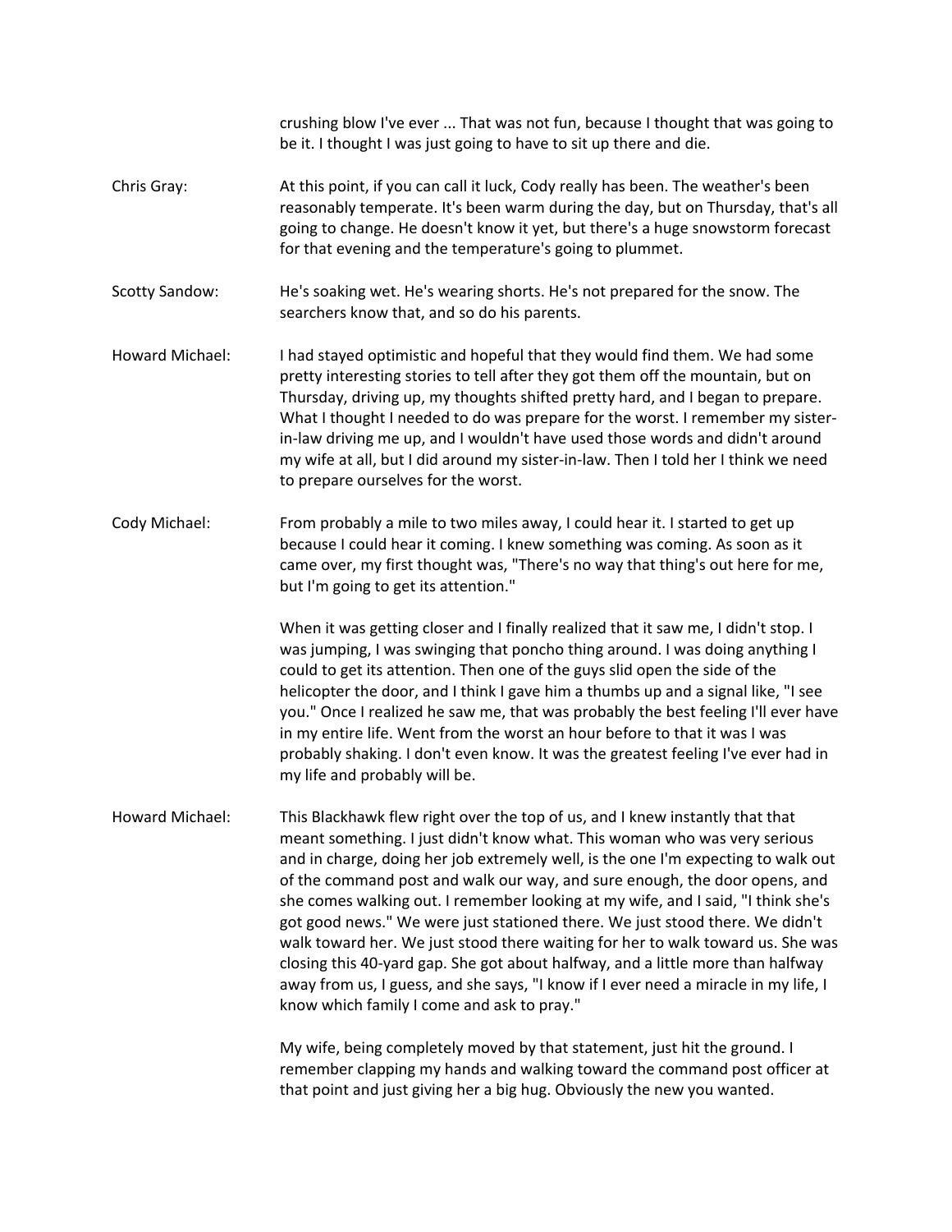crushing blow I've ever ... That was not fun, because I thought that was going to be it. I thought I was just going to have to sit up there and die.

**Chris Gray:** At this point, if you can call it luck, Cody really has been. The weather's been reasonably temperate. It's been warm during the day, but on Thursday, that's all going to change. He doesn't know it yet, but there's a huge snowstorm forecast for that evening and the temperature's going to plummet.

**Scotty Sandow:** He's soaking wet. He's wearing shorts. He's not prepared for the snow. The searchers know that, and so do his parents.

**Howard Michael:** I had stayed optimistic and hopeful that they would find them. We had some pretty interesting stories to tell after they got them off the mountain, but on Thursday, driving up, my thoughts shifted pretty hard, and I began to prepare. What I thought I needed to do was prepare for the worst. I remember my sister-in-law driving me up, and I wouldn't have used those words and didn't around my wife at all, but I did around my sister-in-law. Then I told her I think we need to prepare ourselves for the worst.

**Cody Michael:** From probably a mile to two miles away, I could hear it. I started to get up because I could hear it coming. I knew something was coming. As soon as it came over, my first thought was, "There's no way that thing's out here for me, but I'm going to get its attention."

When it was getting closer and I finally realized that it saw me, I didn't stop. I was jumping, I was swinging that poncho thing around. I was doing anything I could to get its attention. Then one of the guys slid open the side of the helicopter the door, and I think I gave him a thumbs up and a signal like, "I see you." Once I realized he saw me, that was probably the best feeling I'll ever have in my entire life. Went from the worst an hour before to that it was I was probably shaking. I don't even know. It was the greatest feeling I've ever had in my life and probably will be.

**Howard Michael:** This Blackhawk flew right over the top of us, and I knew instantly that that meant something. I just didn't know what. This woman who was very serious and in charge, doing her job extremely well, is the one I'm expecting to walk out of the command post and walk our way, and sure enough, the door opens, and she comes walking out. I remember looking at my wife, and I said, "I think she's got good news." We were just stationed there. We just stood there. We didn't walk toward her. We just stood there waiting for her to walk toward us. She was closing this 40-yard gap. She got about halfway, and a little more than halfway away from us, I guess, and she says, "I know if I ever need a miracle in my life, I know which family I come and ask to pray."

My wife, being completely moved by that statement, just hit the ground. I remember clapping my hands and walking toward the command post officer at that point and just giving her a big hug. Obviously the new you wanted.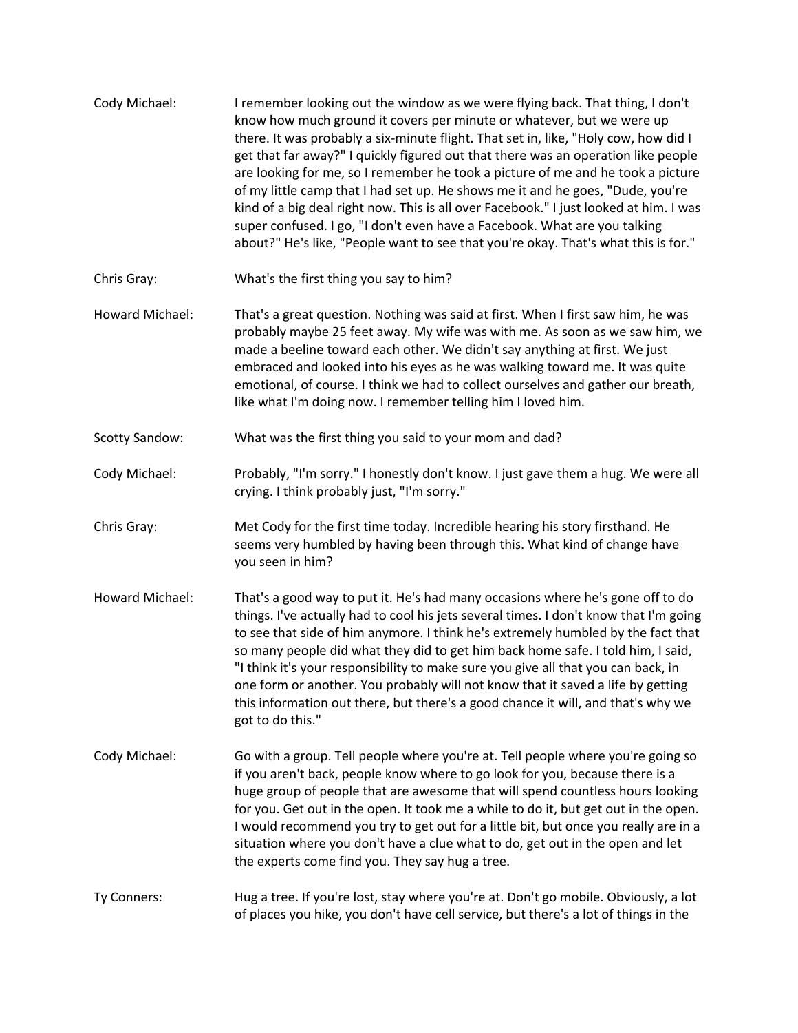Cody Michael: I remember looking out the window as we were flying back. That thing, I don't know how much ground it covers per minute or whatever, but we were up there. It was probably a six-minute flight. That set in, like, "Holy cow, how did I get that far away?" I quickly figured out that there was an operation like people are looking for me, so I remember he took a picture of me and he took a picture of my little camp that I had set up. He shows me it and he goes, "Dude, you're kind of a big deal right now. This is all over Facebook." I just looked at him. I was super confused. I go, "I don't even have a Facebook. What are you talking about?" He's like, "People want to see that you're okay. That's what this is for."

Chris Gray: What's the first thing you say to him?

Howard Michael: That's a great question. Nothing was said at first. When I first saw him, he was probably maybe 25 feet away. My wife was with me. As soon as we saw him, we made a beeline toward each other. We didn't say anything at first. We just embraced and looked into his eyes as he was walking toward me. It was quite emotional, of course. I think we had to collect ourselves and gather our breath, like what I'm doing now. I remember telling him I loved him.

Scotty Sandow: What was the first thing you said to your mom and dad?

Cody Michael: Probably, "I'm sorry." I honestly don't know. I just gave them a hug. We were all crying. I think probably just, "I'm sorry."

Chris Gray: Met Cody for the first time today. Incredible hearing his story firsthand. He seems very humbled by having been through this. What kind of change have you seen in him?

Howard Michael: That's a good way to put it. He's had many occasions where he's gone off to do things. I've actually had to cool his jets several times. I don't know that I'm going to see that side of him anymore. I think he's extremely humbled by the fact that so many people did what they did to get him back home safe. I told him, I said, "I think it's your responsibility to make sure you give all that you can back, in one form or another. You probably will not know that it saved a life by getting this information out there, but there's a good chance it will, and that's why we got to do this."

Cody Michael: Go with a group. Tell people where you're at. Tell people where you're going so if you aren't back, people know where to go look for you, because there is a huge group of people that are awesome that will spend countless hours looking for you. Get out in the open. It took me a while to do it, but get out in the open. I would recommend you try to get out for a little bit, but once you really are in a situation where you don't have a clue what to do, get out in the open and let the experts come find you. They say hug a tree.

Ty Conners: Hug a tree. If you're lost, stay where you're at. Don't go mobile. Obviously, a lot of places you hike, you don't have cell service, but there's a lot of things in the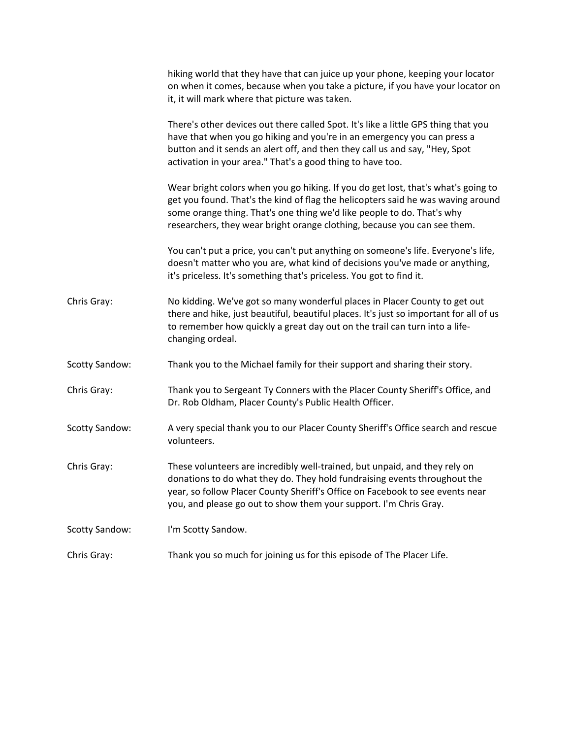hiking world that they have that can juice up your phone, keeping your locator on when it comes, because when you take a picture, if you have your locator on it, it will mark where that picture was taken.

There's other devices out there called Spot. It's like a little GPS thing that you have that when you go hiking and you're in an emergency you can press a button and it sends an alert off, and then they call us and say, "Hey, Spot activation in your area." That's a good thing to have too.

Wear bright colors when you go hiking. If you do get lost, that's what's going to get you found. That's the kind of flag the helicopters said he was waving around some orange thing. That's one thing we'd like people to do. That's why researchers, they wear bright orange clothing, because you can see them.

You can't put a price, you can't put anything on someone's life. Everyone's life, doesn't matter who you are, what kind of decisions you've made or anything, it's priceless. It's something that's priceless. You got to find it.

Chris Gray: No kidding. We've got so many wonderful places in Placer County to get out there and hike, just beautiful, beautiful places. It's just so important for all of us to remember how quickly a great day out on the trail can turn into a life-changing ordeal.

Scotty Sandow: Thank you to the Michael family for their support and sharing their story.

Chris Gray: Thank you to Sergeant Ty Conners with the Placer County Sheriff's Office, and Dr. Rob Oldham, Placer County's Public Health Officer.

Scotty Sandow: A very special thank you to our Placer County Sheriff's Office search and rescue volunteers.

Chris Gray: These volunteers are incredibly well-trained, but unpaid, and they rely on donations to do what they do. They hold fundraising events throughout the year, so follow Placer County Sheriff's Office on Facebook to see events near you, and please go out to show them your support. I'm Chris Gray.

Scotty Sandow: I'm Scotty Sandow.

Chris Gray: Thank you so much for joining us for this episode of The Placer Life.